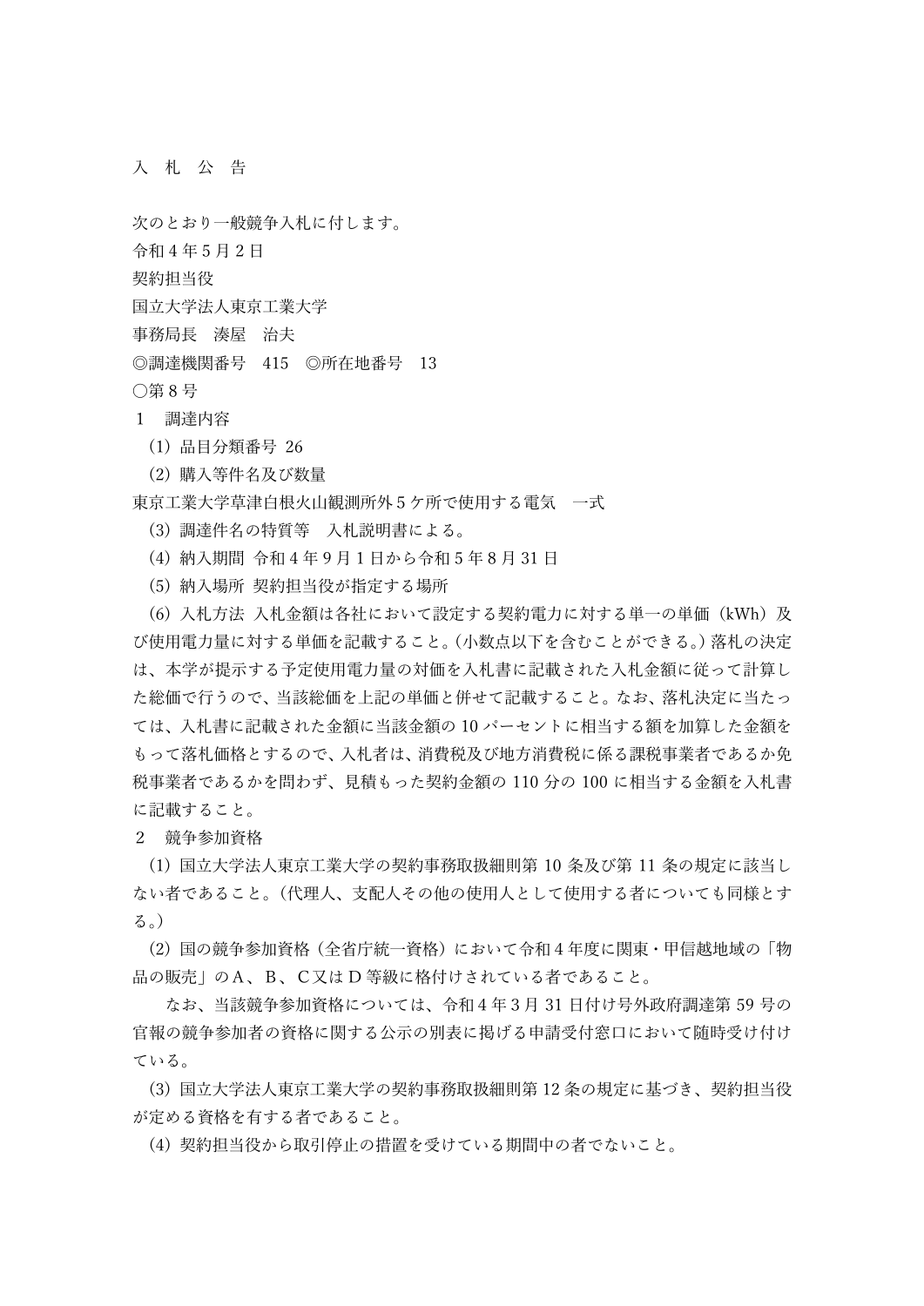# 入　札　公　告

次のとおり一般競争入札に付します。

令和４年５月２日

契約担当役

国立大学法人東京工業大学

事務局長　湊屋　治夫

◎調達機関番号　415　◎所在地番号　13

○第８号

１　調達内容

（1）品目分類番号 26

（2）購入等件名及び数量

東京工業大学草津白根火山観測所外５ケ所で使用する電気　一式

（3）調達件名の特質等　入札説明書による。

（4）納入期間 令和４年９月１日から令和５年８月31日

（5）納入場所 契約担当役が指定する場所

（6）入札方法 入札金額は各社において設定する契約電力に対する単一の単価（kWh）及び使用電力量に対する単価を記載すること。（小数点以下を含むことができる。）落札の決定は、本学が提示する予定使用電力量の対価を入札書に記載された入札金額に従って計算した総価で行うので、当該総価を上記の単価と併せて記載すること。なお、落札決定に当たっては、入札書に記載された金額に当該金額の10パーセントに相当する額を加算した金額をもって落札価格とするので、入札者は、消費税及び地方消費税に係る課税事業者であるか免税事業者であるかを問わず、見積もった契約金額の110分の100に相当する金額を入札書に記載すること。

２　競争参加資格

（1）国立大学法人東京工業大学の契約事務取扱細則第10条及び第11条の規定に該当しない者であること。（代理人、支配人その他の使用人として使用する者についても同様とする。）

（2）国の競争参加資格（全省庁統一資格）において令和４年度に関東・甲信越地域の「物品の販売」のＡ、Ｂ、Ｃ又はＤ等級に格付けされている者であること。

なお、当該競争参加資格については、令和４年３月31日付け号外政府調達第59号の官報の競争参加者の資格に関する公示の別表に掲げる申請受付窓口において随時受け付けている。

（3）国立大学法人東京工業大学の契約事務取扱細則第12条の規定に基づき、契約担当役が定める資格を有する者であること。

（4）契約担当役から取引停止の措置を受けている期間中の者でないこと。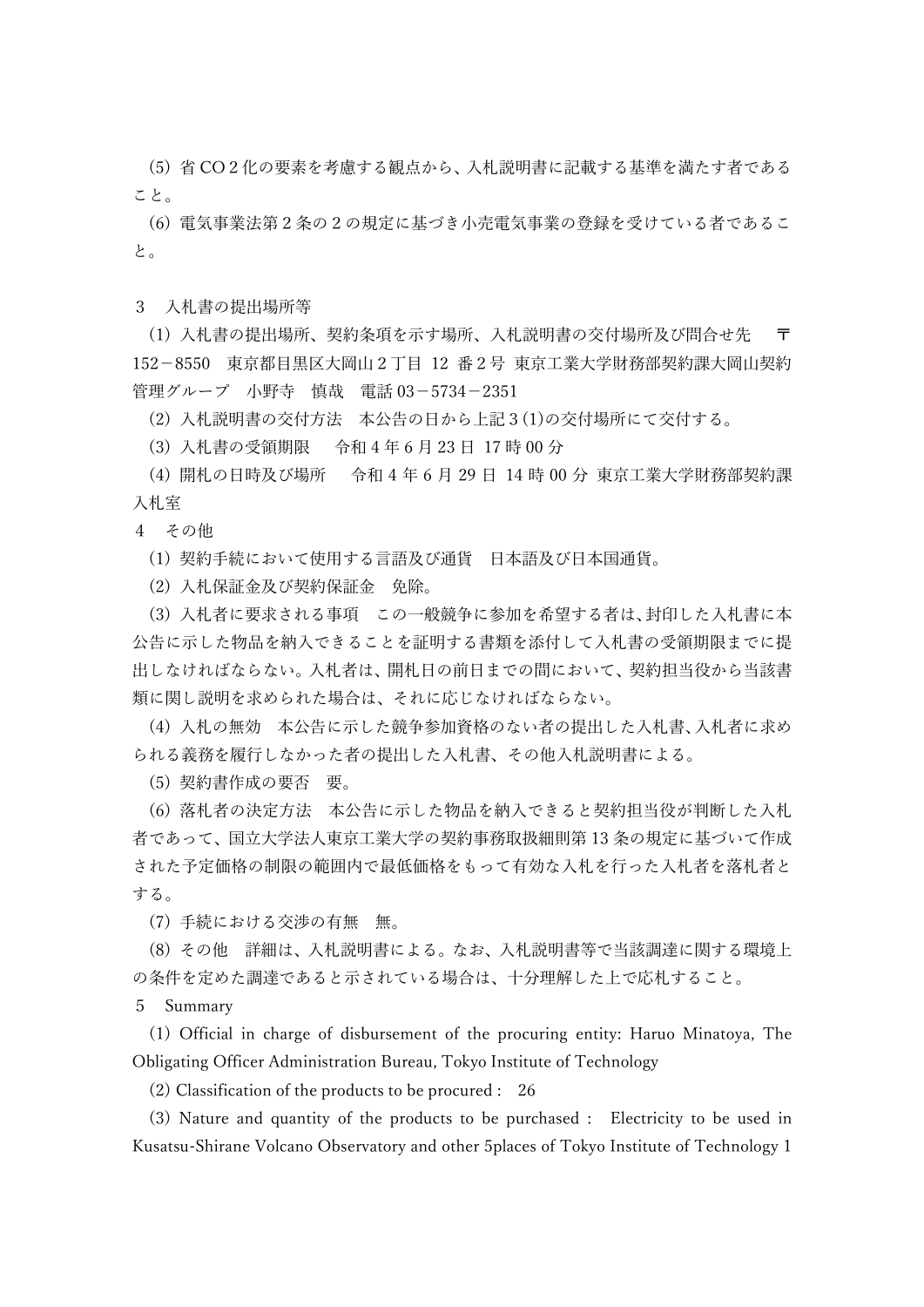（5）省 CO２化の要素を考慮する観点から、入札説明書に記載する基準を満たす者であること。

（6）電気事業法第２条の２の規定に基づき小売電気事業の登録を受けている者であること。

３　入札書の提出場所等

（1）入札書の提出場所、契約条項を示す場所、入札説明書の交付場所及び問合せ先　〒152－8550　東京都目黒区大岡山２丁目 12 番２号 東京工業大学財務部契約課大岡山契約管理グループ　小野寺　慎哉　電話 03－5734－2351

（2）入札説明書の交付方法　本公告の日から上記３(1)の交付場所にて交付する。

（3）入札書の受領期限　令和４年６月 23 日 17 時 00 分

（4）開札の日時及び場所　令和４年６月 29 日 14 時 00 分 東京工業大学財務部契約課入札室

４　その他

（1）契約手続において使用する言語及び通貨　日本語及び日本国通貨。

（2）入札保証金及び契約保証金　免除。

（3）入札者に要求される事項　この一般競争に参加を希望する者は、封印した入札書に本公告に示した物品を納入できることを証明する書類を添付して入札書の受領期限までに提出しなければならない。入札者は、開札日の前日までの間において、契約担当役から当該書類に関し説明を求められた場合は、それに応じなければならない。

（4）入札の無効　本公告に示した競争参加資格のない者の提出した入札書、入札者に求められる義務を履行しなかった者の提出した入札書、その他入札説明書による。

（5）契約書作成の要否　要。

（6）落札者の決定方法　本公告に示した物品を納入できると契約担当役が判断した入札者であって、国立大学法人東京工業大学の契約事務取扱細則第 13 条の規定に基づいて作成された予定価格の制限の範囲内で最低価格をもって有効な入札を行った入札者を落札者とする。

（7）手続における交渉の有無　無。

（8）その他　詳細は、入札説明書による。なお、入札説明書等で当該調達に関する環境上の条件を定めた調達であると示されている場合は、十分理解した上で応札すること。

５　Summary

（1）Official in charge of disbursement of the procuring entity: Haruo Minatoya, The Obligating Officer Administration Bureau, Tokyo Institute of Technology

（2）Classification of the products to be procured :　26

（3）Nature and quantity of the products to be purchased :　Electricity to be used in Kusatsu-Shirane Volcano Observatory and other 5places of Tokyo Institute of Technology 1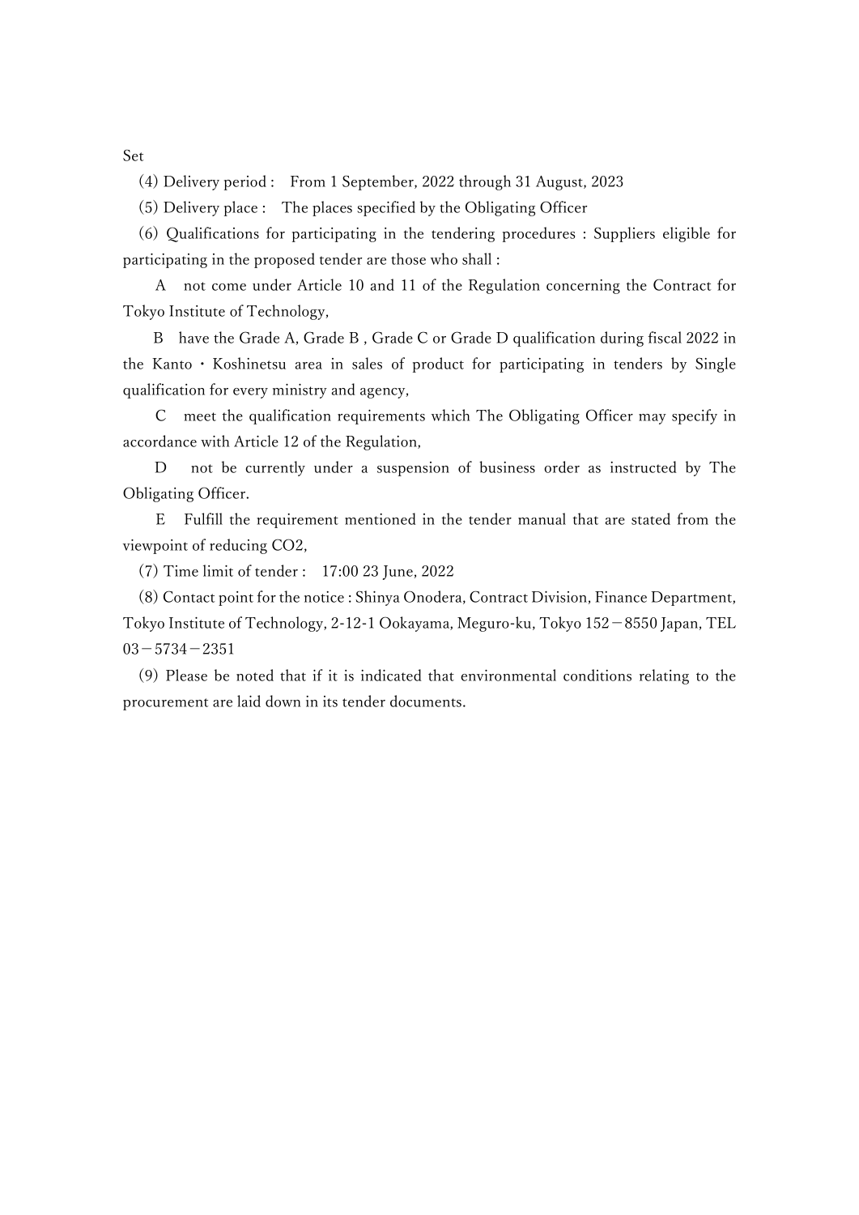Set

(4) Delivery period : From 1 September, 2022 through 31 August, 2023

(5) Delivery place : The places specified by the Obligating Officer

(6) Qualifications for participating in the tendering procedures : Suppliers eligible for participating in the proposed tender are those who shall :

A not come under Article 10 and 11 of the Regulation concerning the Contract for Tokyo Institute of Technology,

B have the Grade A, Grade B , Grade C or Grade D qualification during fiscal 2022 in the Kanto・Koshinetsu area in sales of product for participating in tenders by Single qualification for every ministry and agency,

C meet the qualification requirements which The Obligating Officer may specify in accordance with Article 12 of the Regulation,

D not be currently under a suspension of business order as instructed by The Obligating Officer.

E Fulfill the requirement mentioned in the tender manual that are stated from the viewpoint of reducing $CO_2$,

(7) Time limit of tender : 17:00 23 June, 2022

(8) Contact point for the notice : Shinya Onodera, Contract Division, Finance Department, Tokyo Institute of Technology, 2-12-1 Ookayama, Meguro-ku, Tokyo 152－8550 Japan, TEL 03－5734－2351

(9) Please be noted that if it is indicated that environmental conditions relating to the procurement are laid down in its tender documents.